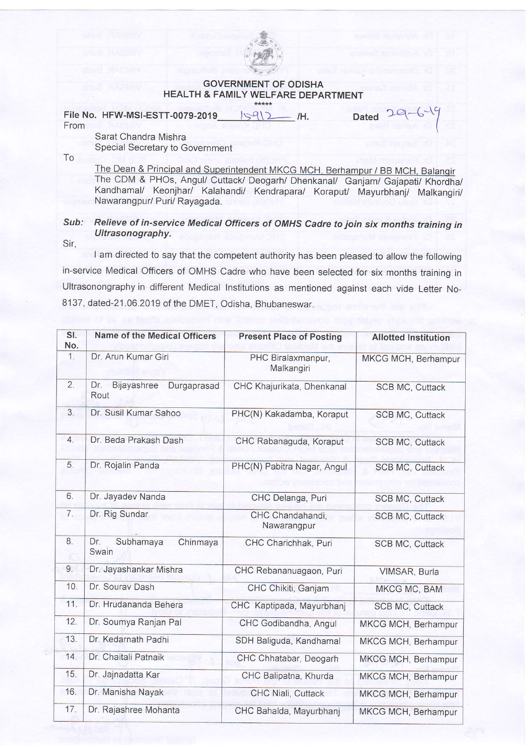**GOVERNMENT OF ODISHA**
**HEALTH & FAMILY WELFARE DEPARTMENT**

\*\*\*\*\*

File No. HFW-MSI-ESTT-0079-2019 15912 /H. Dated 29-6-19

From

Sarat Chandra Mishra
Special Secretary to Government

To

The Dean & Principal and Superintendent MKCG MCH, Berhampur / BB MCH, Balangir
The CDM & PHOs, Angul/ Cuttack/ Deogarh/ Dhenkanal/ Ganjam/ Gajapati/ Khordha/ Kandhamal/ Keonjhar/ Kalahandi/ Kendrapara/ Koraput/ Mayurbhanj/ Malkangiri/ Nawarangpur/ Puri/ Rayagada.

**Sub:** ***Relieve of in-service Medical Officers of OMHS Cadre to join six months training in Ultrasonography.***

Sir,

I am directed to say that the competent authority has been pleased to allow the following in-service Medical Officers of OMHS Cadre who have been selected for six months training in Ultrasonongraphy in different Medical Institutions as mentioned against each vide Letter No-8137, dated-21.06.2019 of the DMET, Odisha, Bhubaneswar.

| Sl. No. | Name of the Medical Officers | Present Place of Posting | Allotted Institution |
|---|---|---|---|
| 1. | Dr. Arun Kumar Giri | PHC Biralaxmanpur, Malkangiri | MKCG MCH, Berhampur |
| 2. | Dr. Bijayashree Durgaprasad Rout | CHC Khajurikata, Dhenkanal | SCB MC, Cuttack |
| 3. | Dr. Susil Kumar Sahoo | PHC(N) Kakadamba, Koraput | SCB MC, Cuttack |
| 4. | Dr. Beda Prakash Dash | CHC Rabanaguda, Koraput | SCB MC, Cuttack |
| 5. | Dr. Rojalin Panda | PHC(N) Pabitra Nagar, Angul | SCB MC, Cuttack |
| 6. | Dr. Jayadev Nanda | CHC Delanga, Puri | SCB MC, Cuttack |
| 7. | Dr. Rig Sundar | CHC Chandahandi, Nawarangpur | SCB MC, Cuttack |
| 8. | Dr. Subhamaya Chinmaya Swain | CHC Charichhak, Puri | SCB MC, Cuttack |
| 9. | Dr. Jayashankar Mishra | CHC Rebananuagaon, Puri | VIMSAR, Burla |
| 10. | Dr. Sourav Dash | CHC Chikiti, Ganjam | MKCG MC, BAM |
| 11. | Dr. Hrudananda Behera | CHC Kaptipada, Mayurbhanj | SCB MC, Cuttack |
| 12. | Dr. Soumya Ranjan Pal | CHC Godibandha, Angul | MKCG MCH, Berhampur |
| 13. | Dr. Kedarnath Padhi | SDH Baliguda, Kandhamal | MKCG MCH, Berhampur |
| 14. | Dr. Chaitali Patnaik | CHC Chhatabar, Deogarh | MKCG MCH, Berhampur |
| 15. | Dr. Jajnadatta Kar | CHC Balipatna, Khurda | MKCG MCH, Berhampur |
| 16. | Dr. Manisha Nayak | CHC Niali, Cuttack | MKCG MCH, Berhampur |
| 17. | Dr. Rajashree Mohanta | CHC Bahalda, Mayurbhanj | MKCG MCH, Berhampur |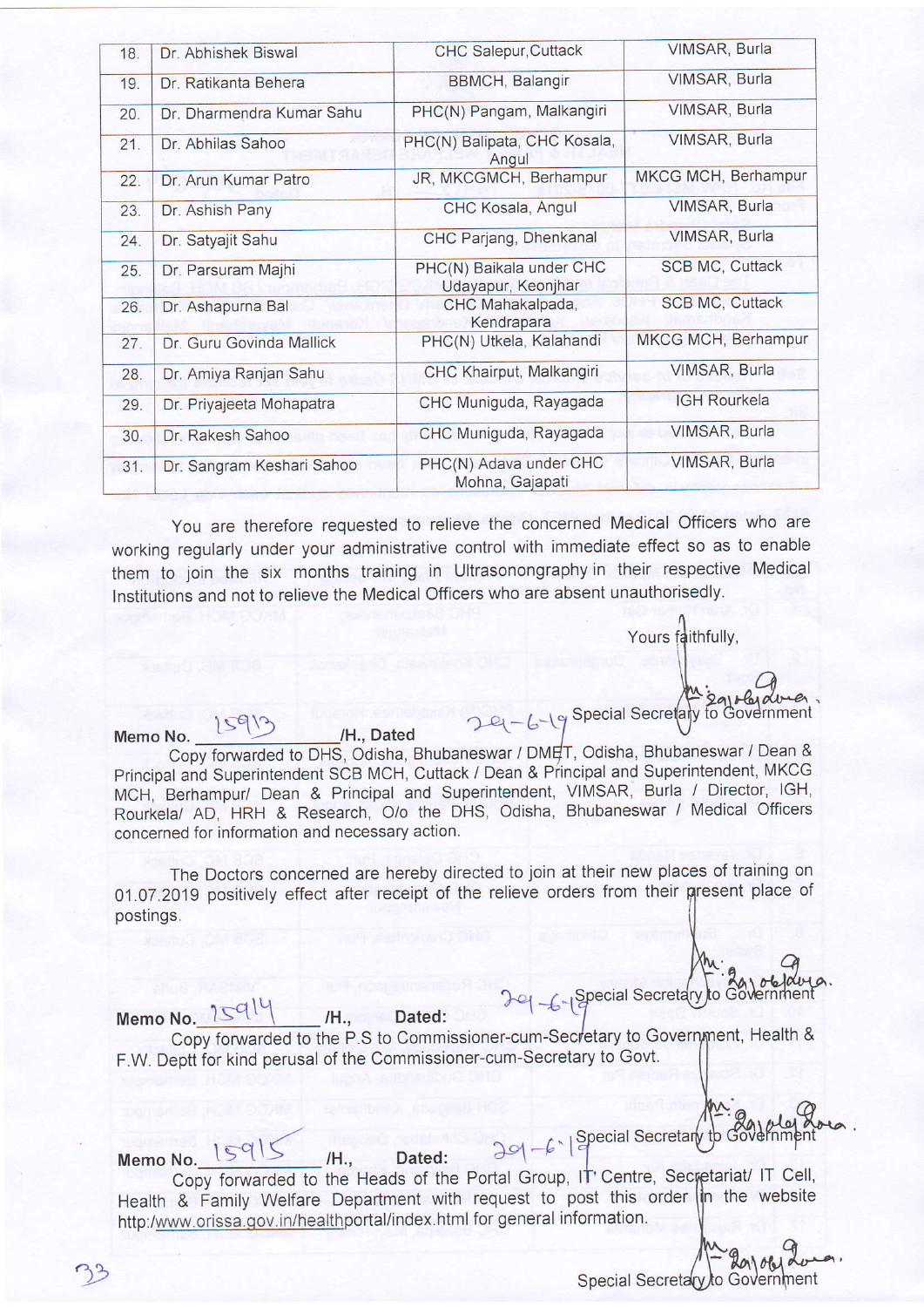| | | | |
|---|---|---|---|
| 18. | Dr. Abhishek Biswal | CHC Salepur,Cuttack | VIMSAR, Burla |
| 19. | Dr. Ratikanta Behera | BBMCH, Balangir | VIMSAR, Burla |
| 20. | Dr. Dharmendra Kumar Sahu | PHC(N) Pangam, Malkangiri | VIMSAR, Burla |
| 21. | Dr. Abhilas Sahoo | PHC(N) Balipata, CHC Kosala, Angul | VIMSAR, Burla |
| 22. | Dr. Arun Kumar Patro | JR, MKCGMCH, Berhampur | MKCG MCH, Berhampur |
| 23. | Dr. Ashish Pany | CHC Kosala, Angul | VIMSAR, Burla |
| 24. | Dr. Satyajit Sahu | CHC Parjang, Dhenkanal | VIMSAR, Burla |
| 25. | Dr. Parsuram Majhi | PHC(N) Baikala under CHC Udayapur, Keonjhar | SCB MC, Cuttack |
| 26. | Dr. Ashapurna Bal | CHC Mahakalpada, Kendrapara | SCB MC, Cuttack |
| 27. | Dr. Guru Govinda Mallick | PHC(N) Utkela, Kalahandi | MKCG MCH, Berhampur |
| 28. | Dr. Amiya Ranjan Sahu | CHC Khairput, Malkangiri | VIMSAR, Burla |
| 29. | Dr. Priyajeeta Mohapatra | CHC Muniguda, Rayagada | IGH Rourkela |
| 30. | Dr. Rakesh Sahoo | CHC Muniguda, Rayagada | VIMSAR, Burla |
| 31. | Dr. Sangram Keshari Sahoo | PHC(N) Adava under CHC Mohna, Gajapati | VIMSAR, Burla |

You are therefore requested to relieve the concerned Medical Officers who are working regularly under your administrative control with immediate effect so as to enable them to join the six months training in Ultrasonongraphy in their respective Medical Institutions and not to relieve the Medical Officers who are absent unauthorisedly.

Yours faithfully,

Special Secretary to Government

Memo No. 15913 /H., Dated 29-6-19

Copy forwarded to DHS, Odisha, Bhubaneswar / DMET, Odisha, Bhubaneswar / Dean & Principal and Superintendent SCB MCH, Cuttack / Dean & Principal and Superintendent, MKCG MCH, Berhampur/ Dean & Principal and Superintendent, VIMSAR, Burla / Director, IGH, Rourkela/ AD, HRH & Research, O/o the DHS, Odisha, Bhubaneswar / Medical Officers concerned for information and necessary action.

The Doctors concerned are hereby directed to join at their new places of training on 01.07.2019 positively effect after receipt of the relieve orders from their present place of postings.

Special Secretary to Government

Memo No. 15914 /H., Dated: 29-6-19

Copy forwarded to the P.S to Commissioner-cum-Secretary to Government, Health & F.W. Deptt for kind perusal of the Commissioner-cum-Secretary to Govt.

Special Secretary to Government

Memo No. 15915 /H., Dated: 29-6-19

Copy forwarded to the Heads of the Portal Group, IT Centre, Secretariat/ IT Cell, Health & Family Welfare Department with request to post this order in the website http:/www.orissa.gov.in/healthportal/index.html for general information.

Special Secretary to Government